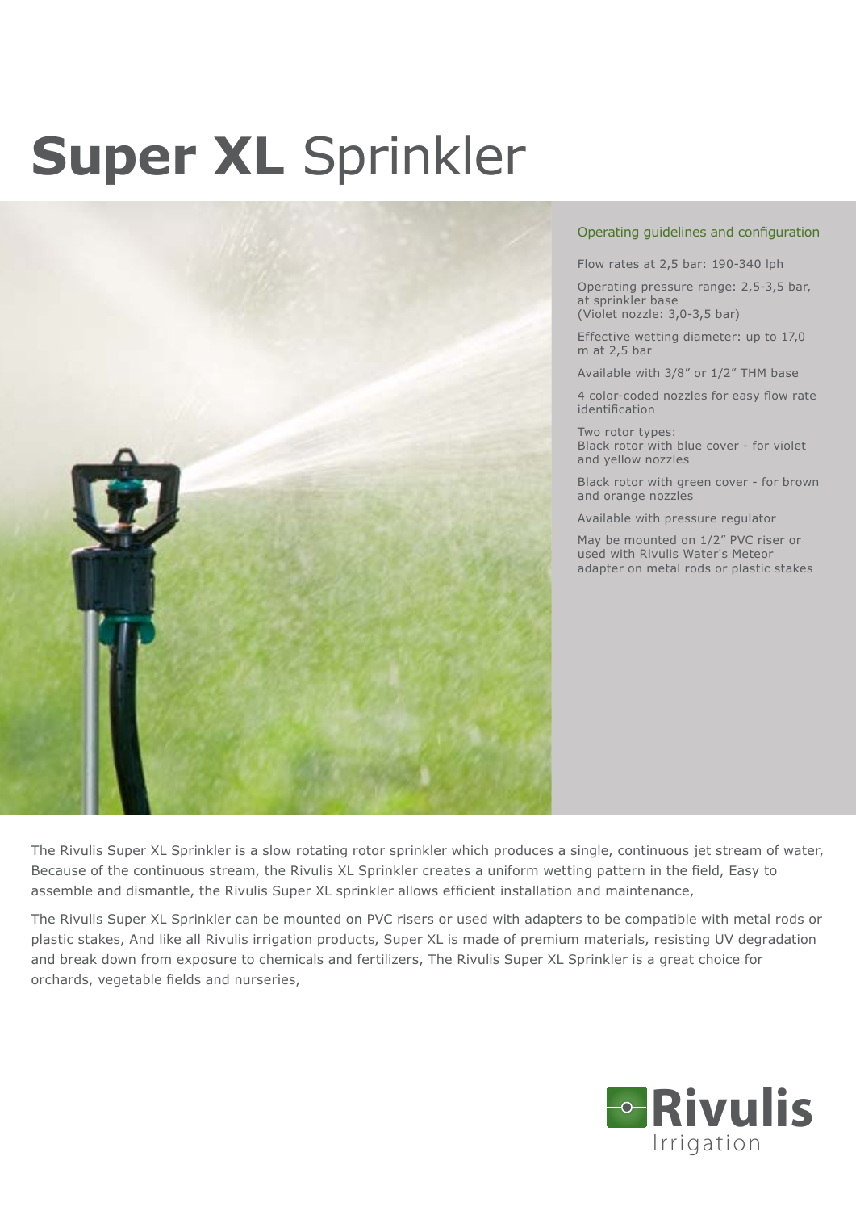# **Super XL** Sprinkler

## Operating guidelines and configuration

Flow rates at 2,5 bar: 190-340 lph

Operating pressure range: 2,5-3,5 bar, at sprinkler base
(Violet nozzle: 3,0-3,5 bar)

Effective wetting diameter: up to 17,0 m at 2,5 bar

Available with 3/8" or 1/2" THM base

4 color-coded nozzles for easy flow rate identification

Two rotor types:
Black rotor with blue cover - for violet and yellow nozzles

Black rotor with green cover - for brown and orange nozzles

Available with pressure regulator

May be mounted on 1/2" PVC riser or used with Rivulis Water's Meteor adapter on metal rods or plastic stakes

The Rivulis Super XL Sprinkler is a slow rotating rotor sprinkler which produces a single, continuous jet stream of water, Because of the continuous stream, the Rivulis XL Sprinkler creates a uniform wetting pattern in the field, Easy to assemble and dismantle, the Rivulis Super XL sprinkler allows efficient installation and maintenance,

The Rivulis Super XL Sprinkler can be mounted on PVC risers or used with adapters to be compatible with metal rods or plastic stakes, And like all Rivulis irrigation products, Super XL is made of premium materials, resisting UV degradation and break down from exposure to chemicals and fertilizers, The Rivulis Super XL Sprinkler is a great choice for orchards, vegetable fields and nurseries,

Rivulis Irrigation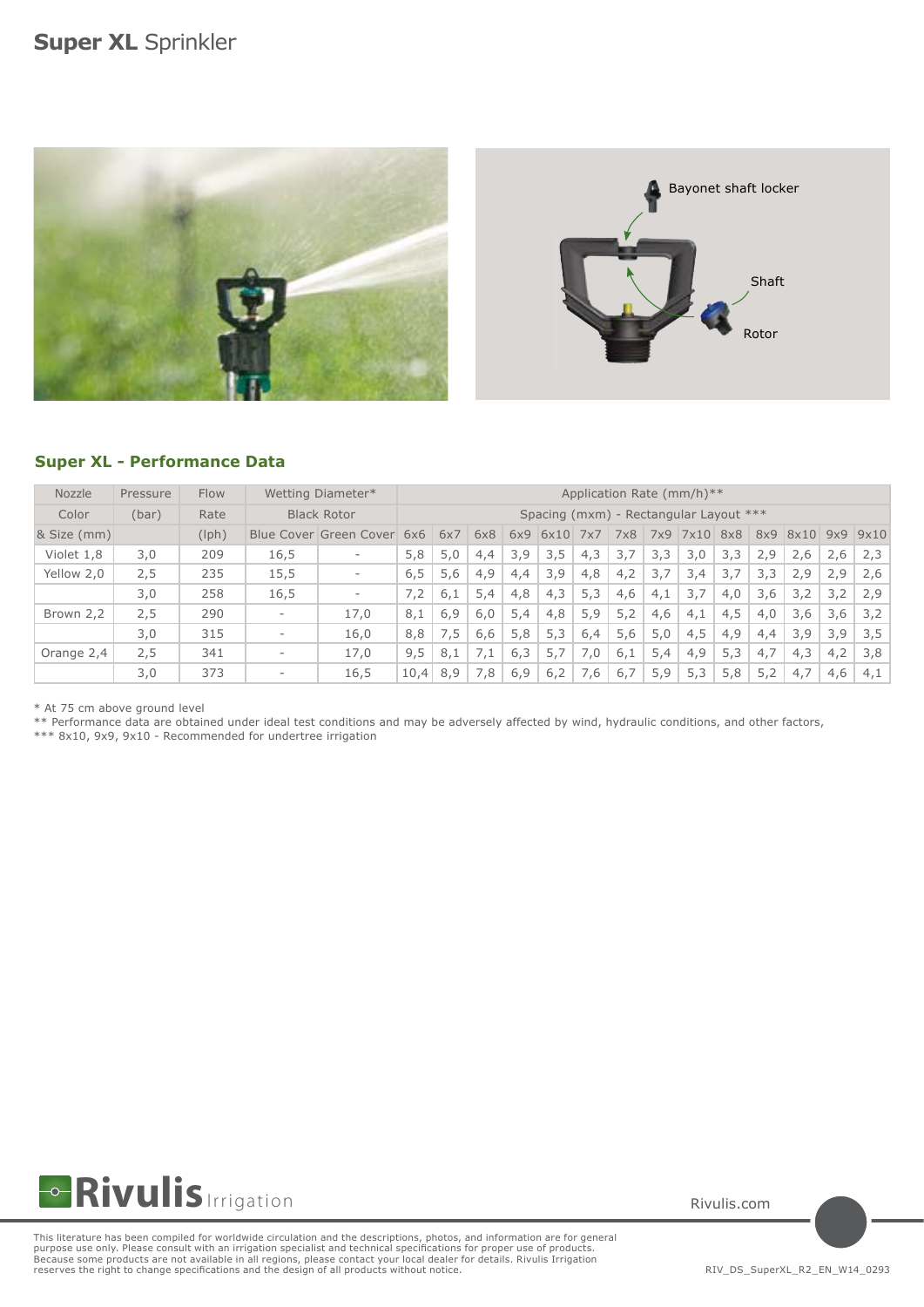# **Super XL** Sprinkler

Bayonet shaft locker

Shaft

Rotor

## Super XL - Performance Data

| Nozzle | Pressure | Flow | Wetting Diameter* | | Application Rate (mm/h)** | | | | | | | | | | | | | |
|---|---|---|---|---|---|---|---|---|---|---|---|---|---|---|---|---|---|---|
| Color | (bar) | Rate | Black Rotor | | Spacing (mxm) - Rectangular Layout *** | | | | | | | | | | | | | |
| & Size (mm) | | (lph) | Blue Cover | Green Cover | 6x6 | 6x7 | 6x8 | 6x9 | 6x10 | 7x7 | 7x8 | 7x9 | 7x10 | 8x8 | 8x9 | 8x10 | 9x9 | 9x10 |
| Violet 1,8 | 3,0 | 209 | 16,5 | - | 5,8 | 5,0 | 4,4 | 3,9 | 3,5 | 4,3 | 3,7 | 3,3 | 3,0 | 3,3 | 2,9 | 2,6 | 2,6 | 2,3 |
| Yellow 2,0 | 2,5 | 235 | 15,5 | - | 6,5 | 5,6 | 4,9 | 4,4 | 3,9 | 4,8 | 4,2 | 3,7 | 3,4 | 3,7 | 3,3 | 2,9 | 2,9 | 2,6 |
| | 3,0 | 258 | 16,5 | - | 7,2 | 6,1 | 5,4 | 4,8 | 4,3 | 5,3 | 4,6 | 4,1 | 3,7 | 4,0 | 3,6 | 3,2 | 3,2 | 2,9 |
| Brown 2,2 | 2,5 | 290 | - | 17,0 | 8,1 | 6,9 | 6,0 | 5,4 | 4,8 | 5,9 | 5,2 | 4,6 | 4,1 | 4,5 | 4,0 | 3,6 | 3,6 | 3,2 |
| | 3,0 | 315 | - | 16,0 | 8,8 | 7,5 | 6,6 | 5,8 | 5,3 | 6,4 | 5,6 | 5,0 | 4,5 | 4,9 | 4,4 | 3,9 | 3,9 | 3,5 |
| Orange 2,4 | 2,5 | 341 | - | 17,0 | 9,5 | 8,1 | 7,1 | 6,3 | 5,7 | 7,0 | 6,1 | 5,4 | 4,9 | 5,3 | 4,7 | 4,3 | 4,2 | 3,8 |
| | 3,0 | 373 | - | 16,5 | 10,4 | 8,9 | 7,8 | 6,9 | 6,2 | 7,6 | 6,7 | 5,9 | 5,3 | 5,8 | 5,2 | 4,7 | 4,6 | 4,1 |

* At 75 cm above ground level
** Performance data are obtained under ideal test conditions and may be adversely affected by wind, hydraulic conditions, and other factors,
*** 8x10, 9x9, 9x10 - Recommended for undertree irrigation

**Rivulis** Irrigation

Rivulis.com

This literature has been compiled for worldwide circulation and the descriptions, photos, and information are for general purpose use only. Please consult with an irrigation specialist and technical specifications for proper use of products. Because some products are not available in all regions, please contact your local dealer for details. Rivulis Irrigation reserves the right to change specifications and the design of all products without notice.

RIV_DS_SuperXL_R2_EN_W14_0293